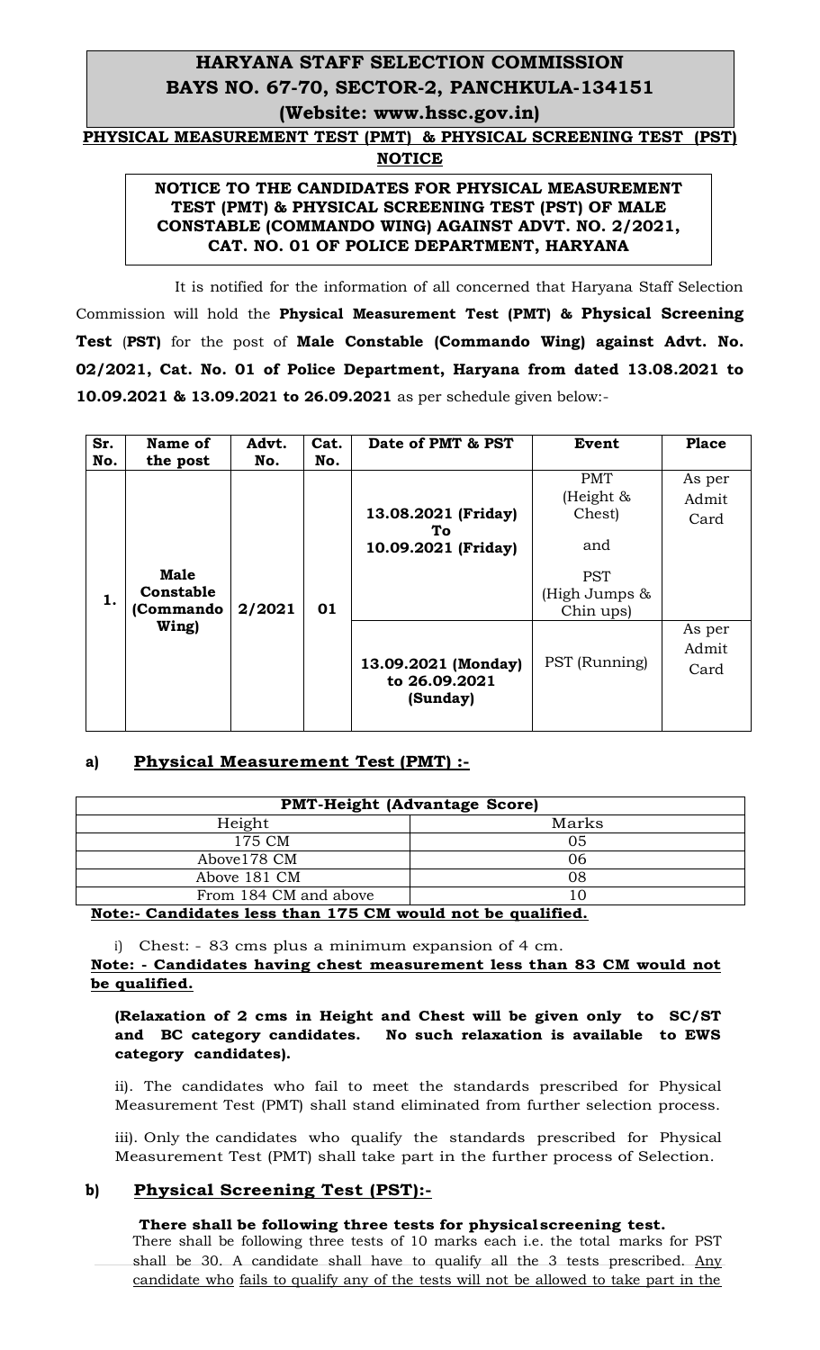# HARYANA STAFF SELECTION COMMISSION
# BAYS NO. 67-70, SECTOR-2, PANCHKULA-134151
# (Website: www.hssc.gov.in)

## PHYSICAL MEASUREMENT TEST (PMT) & PHYSICAL SCREENING TEST (PST) NOTICE

**NOTICE TO THE CANDIDATES FOR PHYSICAL MEASUREMENT TEST (PMT) & PHYSICAL SCREENING TEST (PST) OF MALE CONSTABLE (COMMANDO WING) AGAINST ADVT. NO. 2/2021, CAT. NO. 01 OF POLICE DEPARTMENT, HARYANA**

It is notified for the information of all concerned that Haryana Staff Selection Commission will hold the **Physical Measurement Test (PMT) & Physical Screening Test (PST)** for the post of **Male Constable (Commando Wing) against Advt. No. 02/2021, Cat. No. 01 of Police Department, Haryana from dated 13.08.2021 to 10.09.2021 & 13.09.2021 to 26.09.2021** as per schedule given below:-

| Sr. No. | Name of the post | Advt. No. | Cat. No. | Date of PMT & PST | Event | Place |
|---|---|---|---|---|---|---|
| 1. | **Male Constable (Commando Wing)** | **2/2021** | **01** | **13.08.2021 (Friday) To 10.09.2021 (Friday)** | PMT (Height & Chest) and PST (High Jumps & Chin ups) | As per Admit Card |
| | | | | **13.09.2021 (Monday) to 26.09.2021 (Sunday)** | PST (Running) | As per Admit Card |

### a) Physical Measurement Test (PMT) :-

| PMT-Height (Advantage Score) | |
|---|---|
| Height | Marks |
| 175 CM | 05 |
| Above178 CM | 06 |
| Above 181 CM | 08 |
| From 184 CM and above | 10 |

**Note:- Candidates less than 175 CM would not be qualified.**

i) Chest: - 83 cms plus a minimum expansion of 4 cm.

**Note: - Candidates having chest measurement less than 83 CM would not be qualified.**

**(Relaxation of 2 cms in Height and Chest will be given only to SC/ST and BC category candidates. No such relaxation is available to EWS category candidates).**

ii). The candidates who fail to meet the standards prescribed for Physical Measurement Test (PMT) shall stand eliminated from further selection process.

iii). Only the candidates who qualify the standards prescribed for Physical Measurement Test (PMT) shall take part in the further process of Selection.

### b) Physical Screening Test (PST):-

**There shall be following three tests for physical screening test.**

There shall be following three tests of 10 marks each i.e. the total marks for PST shall be 30. A candidate shall have to qualify all the 3 tests prescribed. Any candidate who fails to qualify any of the tests will not be allowed to take part in the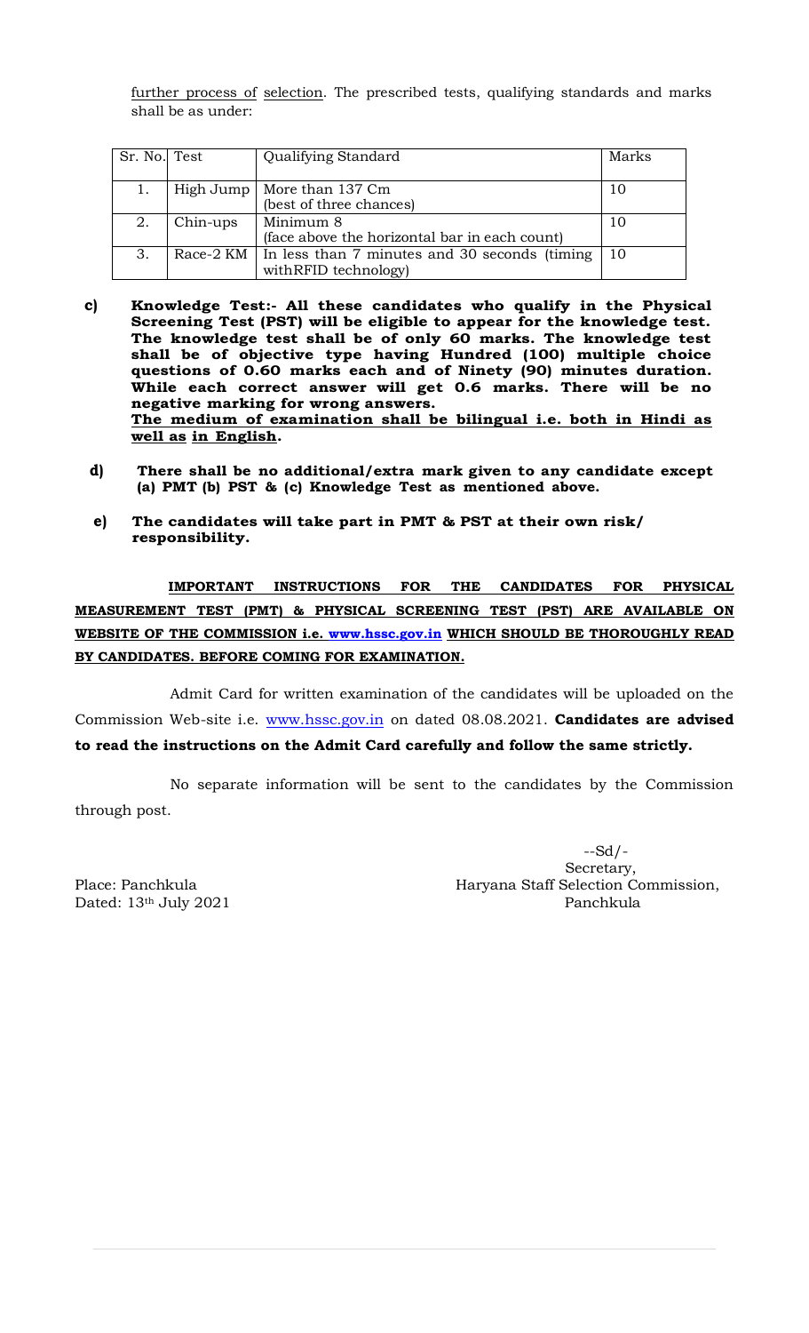further process of selection. The prescribed tests, qualifying standards and marks shall be as under:

| Sr. No. | Test | Qualifying Standard | Marks |
|---|---|---|---|
| 1. | High Jump | More than 137 Cm (best of three chances) | 10 |
| 2. | Chin-ups | Minimum 8 (face above the horizontal bar in each count) | 10 |
| 3. | Race-2 KM | In less than 7 minutes and 30 seconds (timing withRFID technology) | 10 |

**c) Knowledge Test:- All these candidates who qualify in the Physical Screening Test (PST) will be eligible to appear for the knowledge test. The knowledge test shall be of only 60 marks. The knowledge test shall be of objective type having Hundred (100) multiple choice questions of 0.60 marks each and of Ninety (90) minutes duration. While each correct answer will get 0.6 marks. There will be no negative marking for wrong answers.**
**The medium of examination shall be bilingual i.e. both in Hindi as well as in English.**

**d) There shall be no additional/extra mark given to any candidate except (a) PMT (b) PST & (c) Knowledge Test as mentioned above.**

**e) The candidates will take part in PMT & PST at their own risk/ responsibility.**

**IMPORTANT INSTRUCTIONS FOR THE CANDIDATES FOR PHYSICAL MEASUREMENT TEST (PMT) & PHYSICAL SCREENING TEST (PST) ARE AVAILABLE ON WEBSITE OF THE COMMISSION i.e. www.hssc.gov.in WHICH SHOULD BE THOROUGHLY READ BY CANDIDATES. BEFORE COMING FOR EXAMINATION.**

Admit Card for written examination of the candidates will be uploaded on the Commission Web-site i.e. www.hssc.gov.in on dated 08.08.2021. **Candidates are advised to read the instructions on the Admit Card carefully and follow the same strictly.**

No separate information will be sent to the candidates by the Commission through post.

--Sd/-
Secretary,
Haryana Staff Selection Commission,
Panchkula

Place: Panchkula
Dated: 13th July 2021